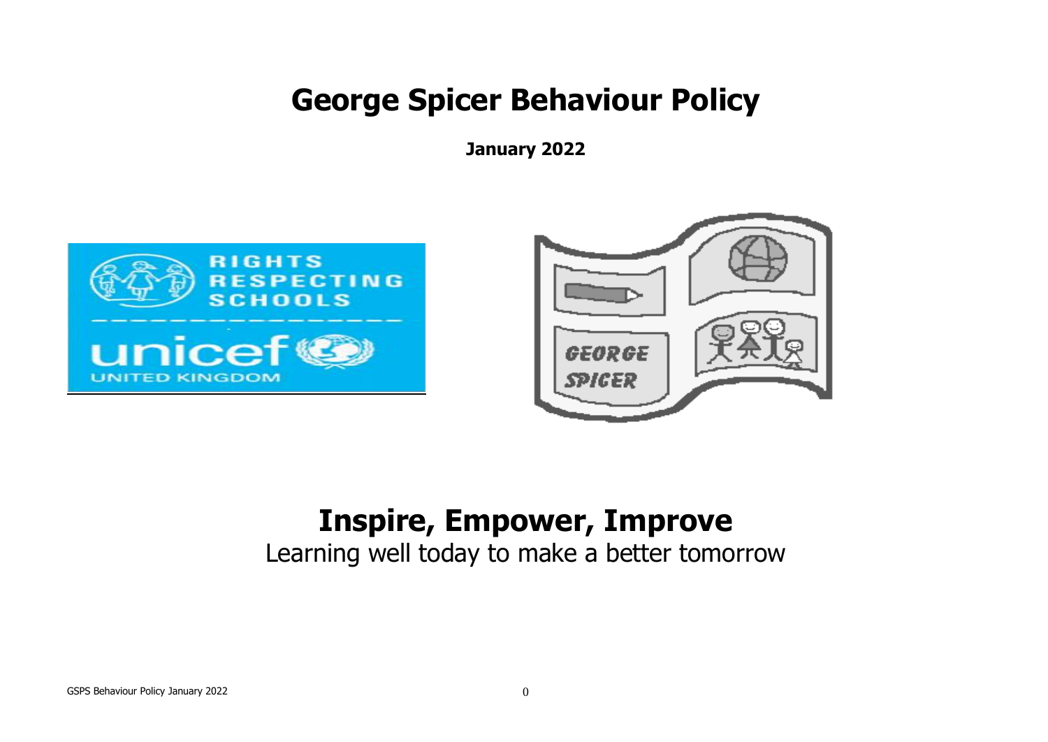# George Spicer Behaviour Policy

**January 2022**

# Inspire, Empower, Improve

Learning well today to make a better tomorrow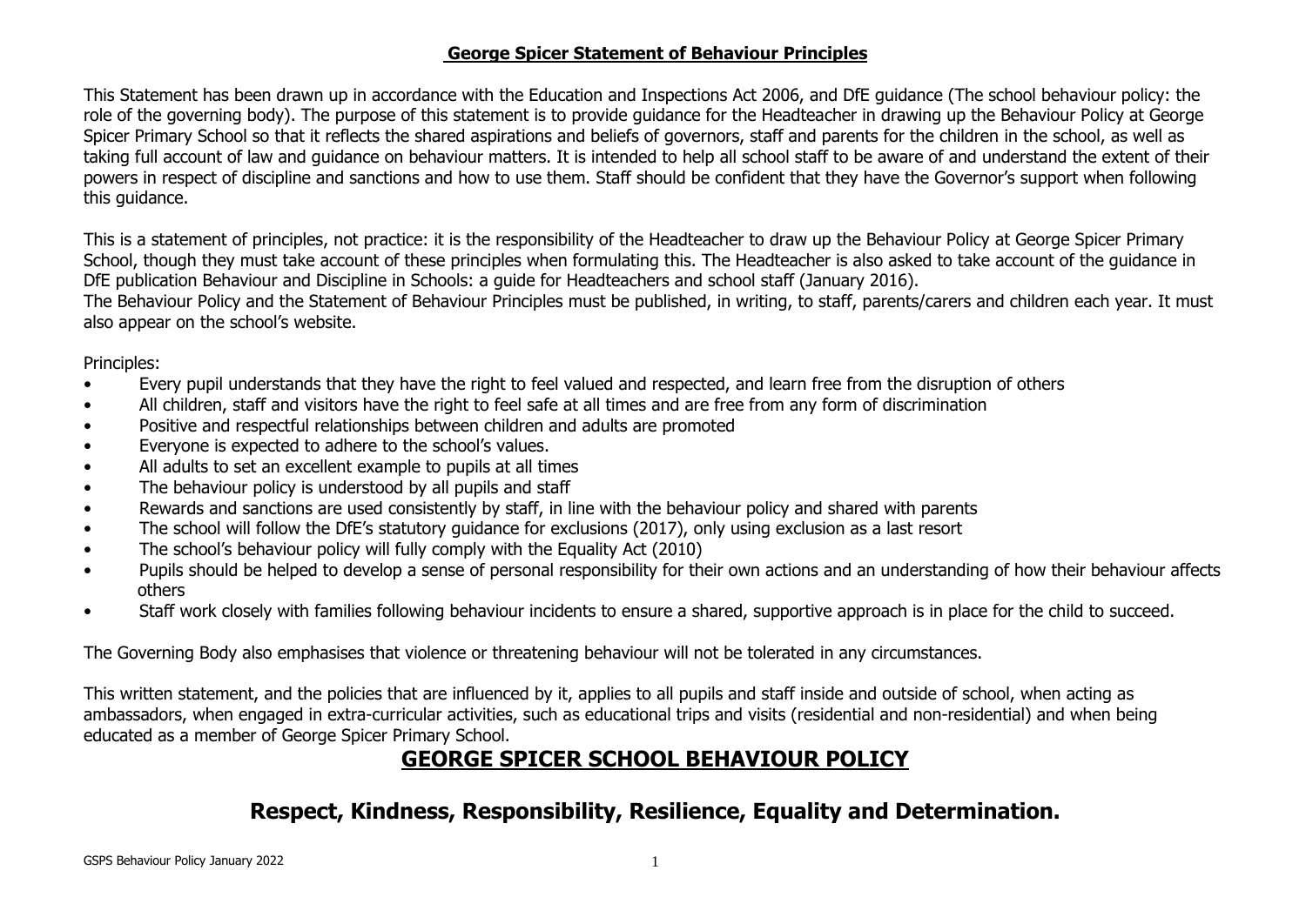## **George Spicer Statement of Behaviour Principles**

This Statement has been drawn up in accordance with the Education and Inspections Act 2006, and DfE guidance (The school behaviour policy: the role of the governing body). The purpose of this statement is to provide guidance for the Headteacher in drawing up the Behaviour Policy at George Spicer Primary School so that it reflects the shared aspirations and beliefs of governors, staff and parents for the children in the school, as well as taking full account of law and guidance on behaviour matters. It is intended to help all school staff to be aware of and understand the extent of their powers in respect of discipline and sanctions and how to use them. Staff should be confident that they have the Governor's support when following this guidance.

This is a statement of principles, not practice: it is the responsibility of the Headteacher to draw up the Behaviour Policy at George Spicer Primary School, though they must take account of these principles when formulating this. The Headteacher is also asked to take account of the guidance in DfE publication Behaviour and Discipline in Schools: a guide for Headteachers and school staff (January 2016).
The Behaviour Policy and the Statement of Behaviour Principles must be published, in writing, to staff, parents/carers and children each year. It must also appear on the school's website.

Principles:

- Every pupil understands that they have the right to feel valued and respected, and learn free from the disruption of others
- All children, staff and visitors have the right to feel safe at all times and are free from any form of discrimination
- Positive and respectful relationships between children and adults are promoted
- Everyone is expected to adhere to the school's values.
- All adults to set an excellent example to pupils at all times
- The behaviour policy is understood by all pupils and staff
- Rewards and sanctions are used consistently by staff, in line with the behaviour policy and shared with parents
- The school will follow the DfE's statutory guidance for exclusions (2017), only using exclusion as a last resort
- The school's behaviour policy will fully comply with the Equality Act (2010)
- Pupils should be helped to develop a sense of personal responsibility for their own actions and an understanding of how their behaviour affects others
- Staff work closely with families following behaviour incidents to ensure a shared, supportive approach is in place for the child to succeed.

The Governing Body also emphasises that violence or threatening behaviour will not be tolerated in any circumstances.

This written statement, and the policies that are influenced by it, applies to all pupils and staff inside and outside of school, when acting as ambassadors, when engaged in extra-curricular activities, such as educational trips and visits (residential and non-residential) and when being educated as a member of George Spicer Primary School.

# **GEORGE SPICER SCHOOL BEHAVIOUR POLICY**

## **Respect, Kindness, Responsibility, Resilience, Equality and Determination.**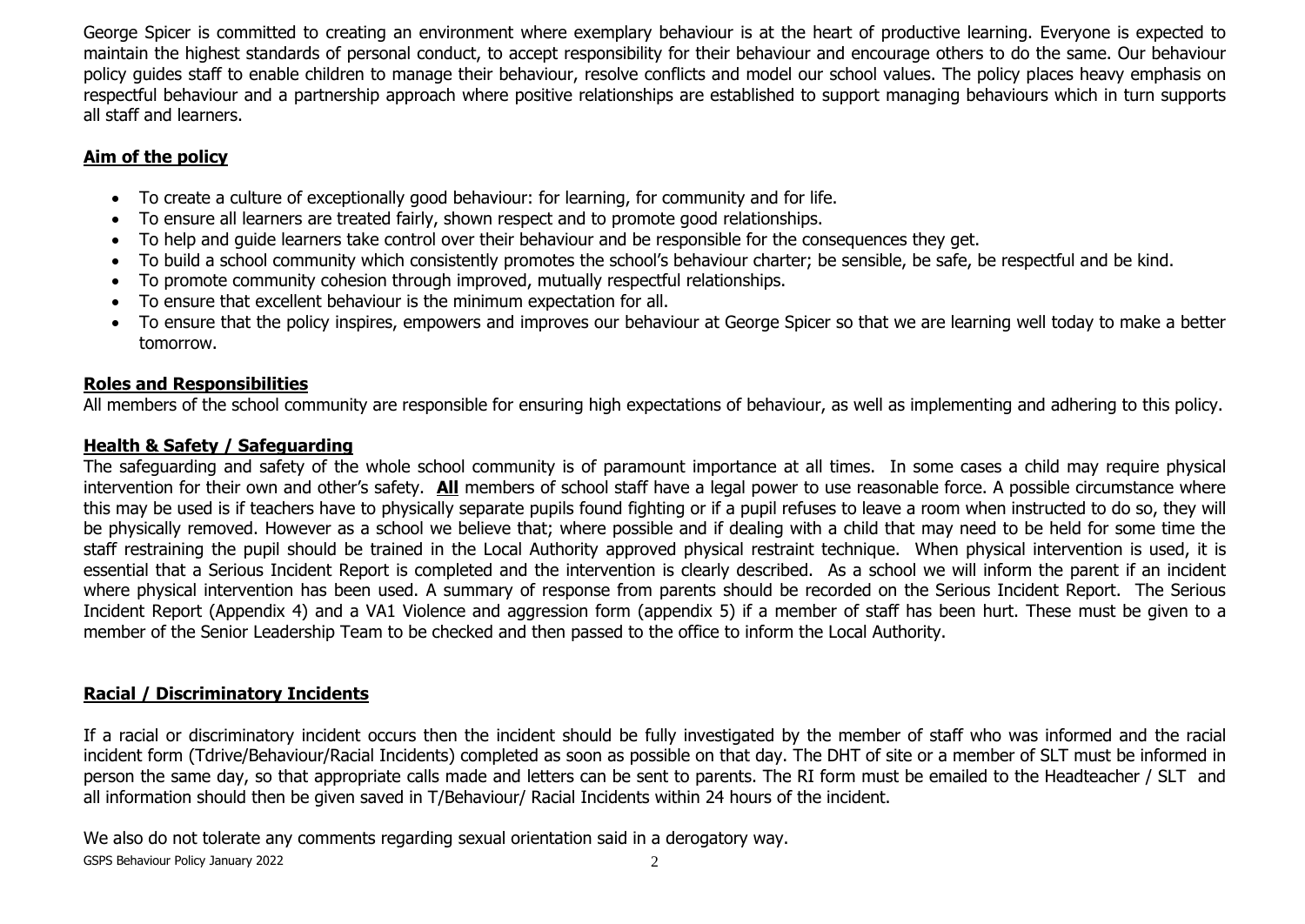George Spicer is committed to creating an environment where exemplary behaviour is at the heart of productive learning. Everyone is expected to maintain the highest standards of personal conduct, to accept responsibility for their behaviour and encourage others to do the same. Our behaviour policy guides staff to enable children to manage their behaviour, resolve conflicts and model our school values. The policy places heavy emphasis on respectful behaviour and a partnership approach where positive relationships are established to support managing behaviours which in turn supports all staff and learners.

## Aim of the policy

- To create a culture of exceptionally good behaviour: for learning, for community and for life.
- To ensure all learners are treated fairly, shown respect and to promote good relationships.
- To help and guide learners take control over their behaviour and be responsible for the consequences they get.
- To build a school community which consistently promotes the school's behaviour charter; be sensible, be safe, be respectful and be kind.
- To promote community cohesion through improved, mutually respectful relationships.
- To ensure that excellent behaviour is the minimum expectation for all.
- To ensure that the policy inspires, empowers and improves our behaviour at George Spicer so that we are learning well today to make a better tomorrow.

## Roles and Responsibilities

All members of the school community are responsible for ensuring high expectations of behaviour, as well as implementing and adhering to this policy.

## Health & Safety / Safeguarding

The safeguarding and safety of the whole school community is of paramount importance at all times. In some cases a child may require physical intervention for their own and other's safety. **All** members of school staff have a legal power to use reasonable force. A possible circumstance where this may be used is if teachers have to physically separate pupils found fighting or if a pupil refuses to leave a room when instructed to do so, they will be physically removed. However as a school we believe that; where possible and if dealing with a child that may need to be held for some time the staff restraining the pupil should be trained in the Local Authority approved physical restraint technique. When physical intervention is used, it is essential that a Serious Incident Report is completed and the intervention is clearly described. As a school we will inform the parent if an incident where physical intervention has been used. A summary of response from parents should be recorded on the Serious Incident Report. The Serious Incident Report (Appendix 4) and a VA1 Violence and aggression form (appendix 5) if a member of staff has been hurt. These must be given to a member of the Senior Leadership Team to be checked and then passed to the office to inform the Local Authority.

## Racial / Discriminatory Incidents

If a racial or discriminatory incident occurs then the incident should be fully investigated by the member of staff who was informed and the racial incident form (Tdrive/Behaviour/Racial Incidents) completed as soon as possible on that day. The DHT of site or a member of SLT must be informed in person the same day, so that appropriate calls made and letters can be sent to parents. The RI form must be emailed to the Headteacher / SLT and all information should then be given saved in T/Behaviour/ Racial Incidents within 24 hours of the incident.

We also do not tolerate any comments regarding sexual orientation said in a derogatory way.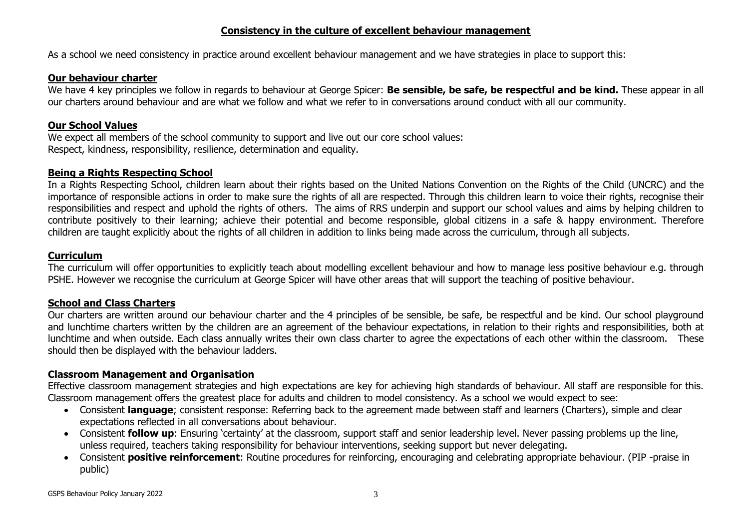## Consistency in the culture of excellent behaviour management

As a school we need consistency in practice around excellent behaviour management and we have strategies in place to support this:

### Our behaviour charter

We have 4 key principles we follow in regards to behaviour at George Spicer: **Be sensible, be safe, be respectful and be kind.** These appear in all our charters around behaviour and are what we follow and what we refer to in conversations around conduct with all our community.

### Our School Values

We expect all members of the school community to support and live out our core school values:
Respect, kindness, responsibility, resilience, determination and equality.

### Being a Rights Respecting School

In a Rights Respecting School, children learn about their rights based on the United Nations Convention on the Rights of the Child (UNCRC) and the importance of responsible actions in order to make sure the rights of all are respected. Through this children learn to voice their rights, recognise their responsibilities and respect and uphold the rights of others. The aims of RRS underpin and support our school values and aims by helping children to contribute positively to their learning; achieve their potential and become responsible, global citizens in a safe & happy environment. Therefore children are taught explicitly about the rights of all children in addition to links being made across the curriculum, through all subjects.

### Curriculum

The curriculum will offer opportunities to explicitly teach about modelling excellent behaviour and how to manage less positive behaviour e.g. through PSHE. However we recognise the curriculum at George Spicer will have other areas that will support the teaching of positive behaviour.

### School and Class Charters

Our charters are written around our behaviour charter and the 4 principles of be sensible, be safe, be respectful and be kind. Our school playground and lunchtime charters written by the children are an agreement of the behaviour expectations, in relation to their rights and responsibilities, both at lunchtime and when outside. Each class annually writes their own class charter to agree the expectations of each other within the classroom. These should then be displayed with the behaviour ladders.

### Classroom Management and Organisation

Effective classroom management strategies and high expectations are key for achieving high standards of behaviour. All staff are responsible for this. Classroom management offers the greatest place for adults and children to model consistency. As a school we would expect to see:

- Consistent **language**; consistent response: Referring back to the agreement made between staff and learners (Charters), simple and clear expectations reflected in all conversations about behaviour.
- Consistent **follow up**: Ensuring 'certainty' at the classroom, support staff and senior leadership level. Never passing problems up the line, unless required, teachers taking responsibility for behaviour interventions, seeking support but never delegating.
- Consistent **positive reinforcement**: Routine procedures for reinforcing, encouraging and celebrating appropriate behaviour. (PIP -praise in public)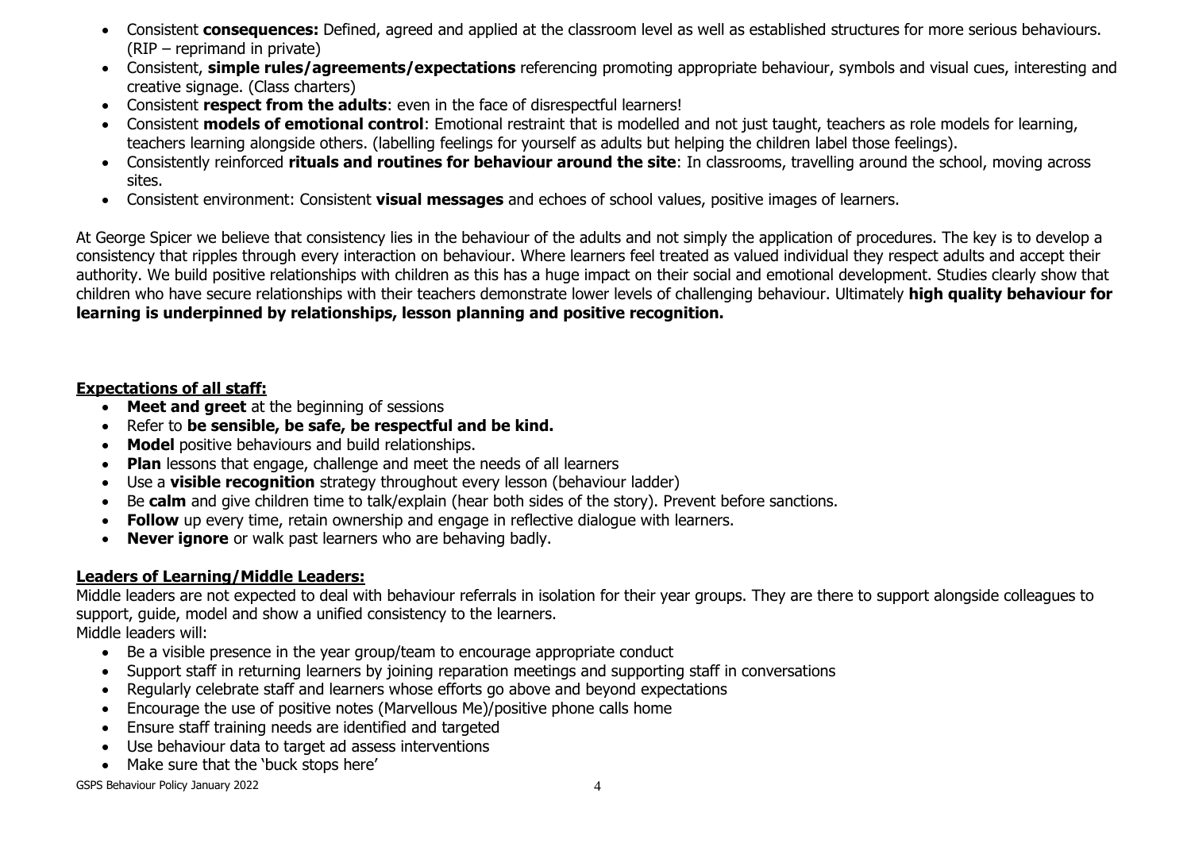- Consistent **consequences:** Defined, agreed and applied at the classroom level as well as established structures for more serious behaviours. (RIP – reprimand in private)
- Consistent, **simple rules/agreements/expectations** referencing promoting appropriate behaviour, symbols and visual cues, interesting and creative signage. (Class charters)
- Consistent **respect from the adults**: even in the face of disrespectful learners!
- Consistent **models of emotional control**: Emotional restraint that is modelled and not just taught, teachers as role models for learning, teachers learning alongside others. (labelling feelings for yourself as adults but helping the children label those feelings).
- Consistently reinforced **rituals and routines for behaviour around the site**: In classrooms, travelling around the school, moving across sites.
- Consistent environment: Consistent **visual messages** and echoes of school values, positive images of learners.

At George Spicer we believe that consistency lies in the behaviour of the adults and not simply the application of procedures. The key is to develop a consistency that ripples through every interaction on behaviour. Where learners feel treated as valued individual they respect adults and accept their authority. We build positive relationships with children as this has a huge impact on their social and emotional development. Studies clearly show that children who have secure relationships with their teachers demonstrate lower levels of challenging behaviour. Ultimately **high quality behaviour for learning is underpinned by relationships, lesson planning and positive recognition.**

**Expectations of all staff:**

- **Meet and greet** at the beginning of sessions
- Refer to **be sensible, be safe, be respectful and be kind.**
- **Model** positive behaviours and build relationships.
- **Plan** lessons that engage, challenge and meet the needs of all learners
- Use a **visible recognition** strategy throughout every lesson (behaviour ladder)
- Be **calm** and give children time to talk/explain (hear both sides of the story). Prevent before sanctions.
- **Follow** up every time, retain ownership and engage in reflective dialogue with learners.
- **Never ignore** or walk past learners who are behaving badly.

**Leaders of Learning/Middle Leaders:**

Middle leaders are not expected to deal with behaviour referrals in isolation for their year groups. They are there to support alongside colleagues to support, guide, model and show a unified consistency to the learners.
Middle leaders will:

- Be a visible presence in the year group/team to encourage appropriate conduct
- Support staff in returning learners by joining reparation meetings and supporting staff in conversations
- Regularly celebrate staff and learners whose efforts go above and beyond expectations
- Encourage the use of positive notes (Marvellous Me)/positive phone calls home
- Ensure staff training needs are identified and targeted
- Use behaviour data to target ad assess interventions
- Make sure that the 'buck stops here'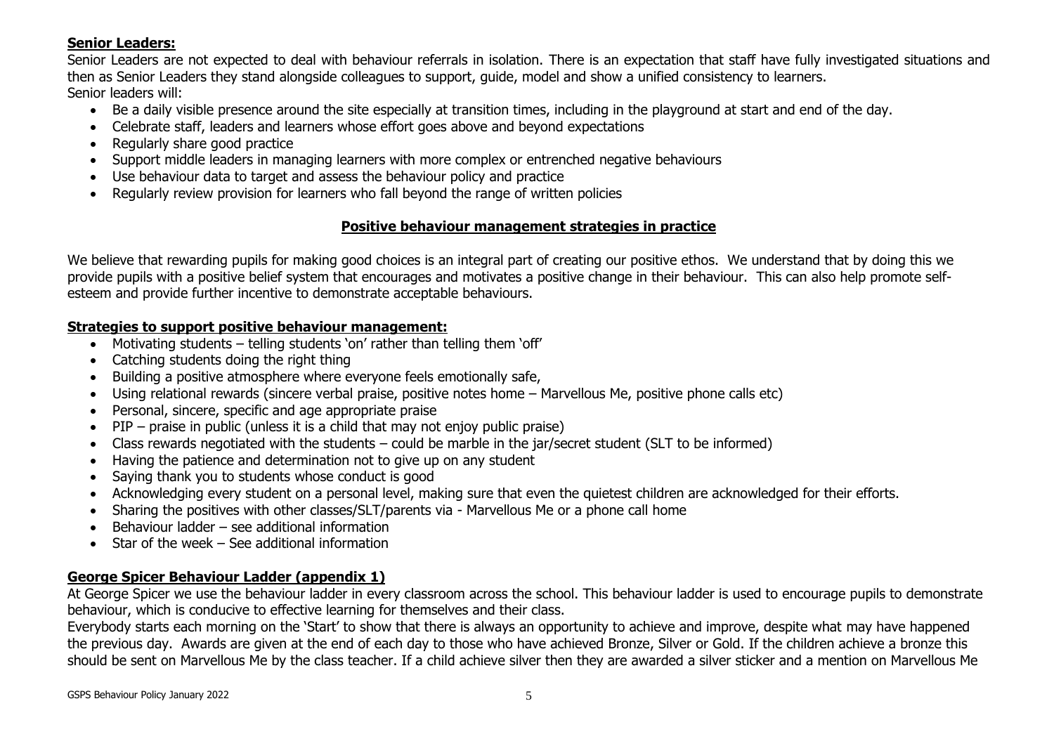**Senior Leaders:**

Senior Leaders are not expected to deal with behaviour referrals in isolation. There is an expectation that staff have fully investigated situations and then as Senior Leaders they stand alongside colleagues to support, guide, model and show a unified consistency to learners.
Senior leaders will:

- Be a daily visible presence around the site especially at transition times, including in the playground at start and end of the day.
- Celebrate staff, leaders and learners whose effort goes above and beyond expectations
- Regularly share good practice
- Support middle leaders in managing learners with more complex or entrenched negative behaviours
- Use behaviour data to target and assess the behaviour policy and practice
- Regularly review provision for learners who fall beyond the range of written policies

## Positive behaviour management strategies in practice

We believe that rewarding pupils for making good choices is an integral part of creating our positive ethos. We understand that by doing this we provide pupils with a positive belief system that encourages and motivates a positive change in their behaviour. This can also help promote self-esteem and provide further incentive to demonstrate acceptable behaviours.

**Strategies to support positive behaviour management:**

- Motivating students – telling students 'on' rather than telling them 'off'
- Catching students doing the right thing
- Building a positive atmosphere where everyone feels emotionally safe,
- Using relational rewards (sincere verbal praise, positive notes home – Marvellous Me, positive phone calls etc)
- Personal, sincere, specific and age appropriate praise
- PIP – praise in public (unless it is a child that may not enjoy public praise)
- Class rewards negotiated with the students – could be marble in the jar/secret student (SLT to be informed)
- Having the patience and determination not to give up on any student
- Saying thank you to students whose conduct is good
- Acknowledging every student on a personal level, making sure that even the quietest children are acknowledged for their efforts.
- Sharing the positives with other classes/SLT/parents via - Marvellous Me or a phone call home
- Behaviour ladder – see additional information
- Star of the week – See additional information

**George Spicer Behaviour Ladder (appendix 1)**

At George Spicer we use the behaviour ladder in every classroom across the school. This behaviour ladder is used to encourage pupils to demonstrate behaviour, which is conducive to effective learning for themselves and their class.
Everybody starts each morning on the 'Start' to show that there is always an opportunity to achieve and improve, despite what may have happened the previous day. Awards are given at the end of each day to those who have achieved Bronze, Silver or Gold. If the children achieve a bronze this should be sent on Marvellous Me by the class teacher. If a child achieve silver then they are awarded a silver sticker and a mention on Marvellous Me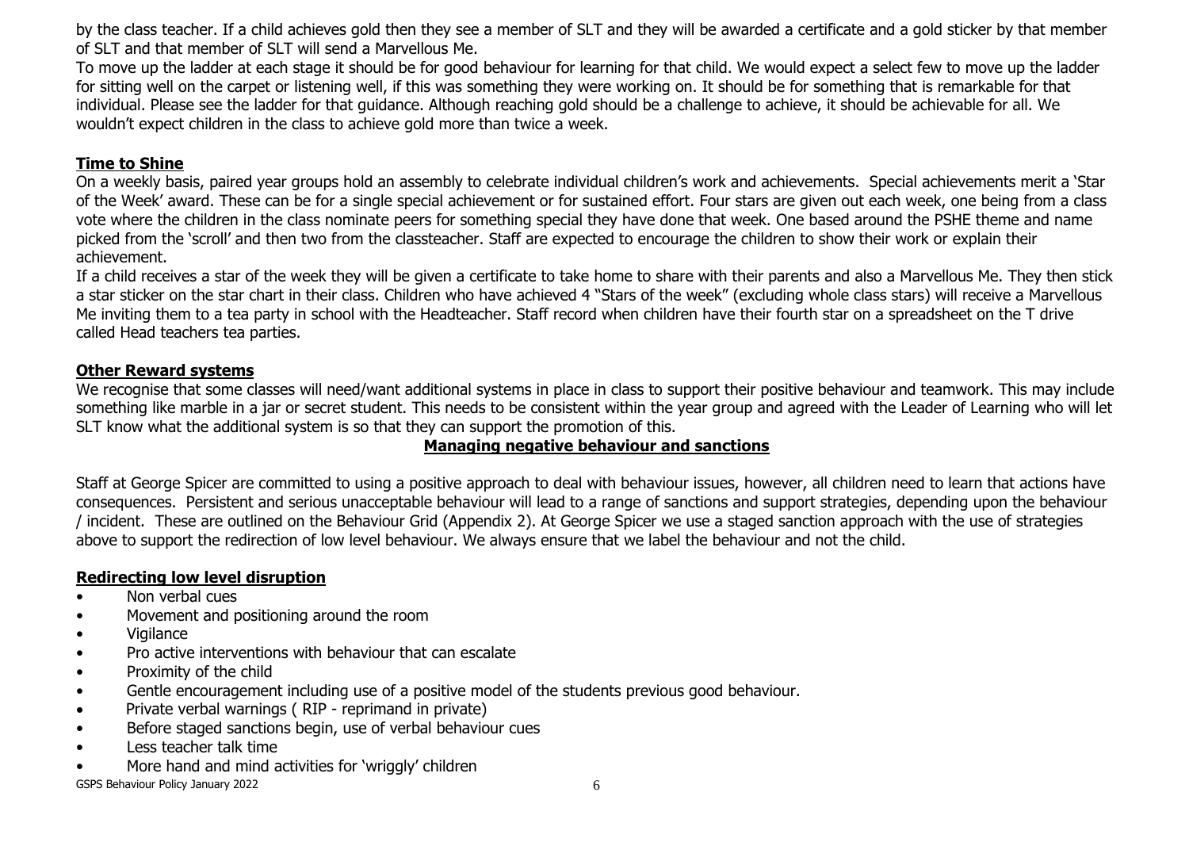by the class teacher. If a child achieves gold then they see a member of SLT and they will be awarded a certificate and a gold sticker by that member of SLT and that member of SLT will send a Marvellous Me.

To move up the ladder at each stage it should be for good behaviour for learning for that child. We would expect a select few to move up the ladder for sitting well on the carpet or listening well, if this was something they were working on. It should be for something that is remarkable for that individual. Please see the ladder for that guidance. Although reaching gold should be a challenge to achieve, it should be achievable for all. We wouldn't expect children in the class to achieve gold more than twice a week.

## Time to Shine

On a weekly basis, paired year groups hold an assembly to celebrate individual children's work and achievements. Special achievements merit a 'Star of the Week' award. These can be for a single special achievement or for sustained effort. Four stars are given out each week, one being from a class vote where the children in the class nominate peers for something special they have done that week. One based around the PSHE theme and name picked from the 'scroll' and then two from the classteacher. Staff are expected to encourage the children to show their work or explain their achievement.

If a child receives a star of the week they will be given a certificate to take home to share with their parents and also a Marvellous Me. They then stick a star sticker on the star chart in their class. Children who have achieved 4 "Stars of the week" (excluding whole class stars) will receive a Marvellous Me inviting them to a tea party in school with the Headteacher. Staff record when children have their fourth star on a spreadsheet on the T drive called Head teachers tea parties.

## Other Reward systems

We recognise that some classes will need/want additional systems in place in class to support their positive behaviour and teamwork. This may include something like marble in a jar or secret student. This needs to be consistent within the year group and agreed with the Leader of Learning who will let SLT know what the additional system is so that they can support the promotion of this.

## Managing negative behaviour and sanctions

Staff at George Spicer are committed to using a positive approach to deal with behaviour issues, however, all children need to learn that actions have consequences. Persistent and serious unacceptable behaviour will lead to a range of sanctions and support strategies, depending upon the behaviour / incident. These are outlined on the Behaviour Grid (Appendix 2). At George Spicer we use a staged sanction approach with the use of strategies above to support the redirection of low level behaviour. We always ensure that we label the behaviour and not the child.

## Redirecting low level disruption

- Non verbal cues
- Movement and positioning around the room
- Vigilance
- Pro active interventions with behaviour that can escalate
- Proximity of the child
- Gentle encouragement including use of a positive model of the students previous good behaviour.
- Private verbal warnings ( RIP - reprimand in private)
- Before staged sanctions begin, use of verbal behaviour cues
- Less teacher talk time
- More hand and mind activities for 'wriggly' children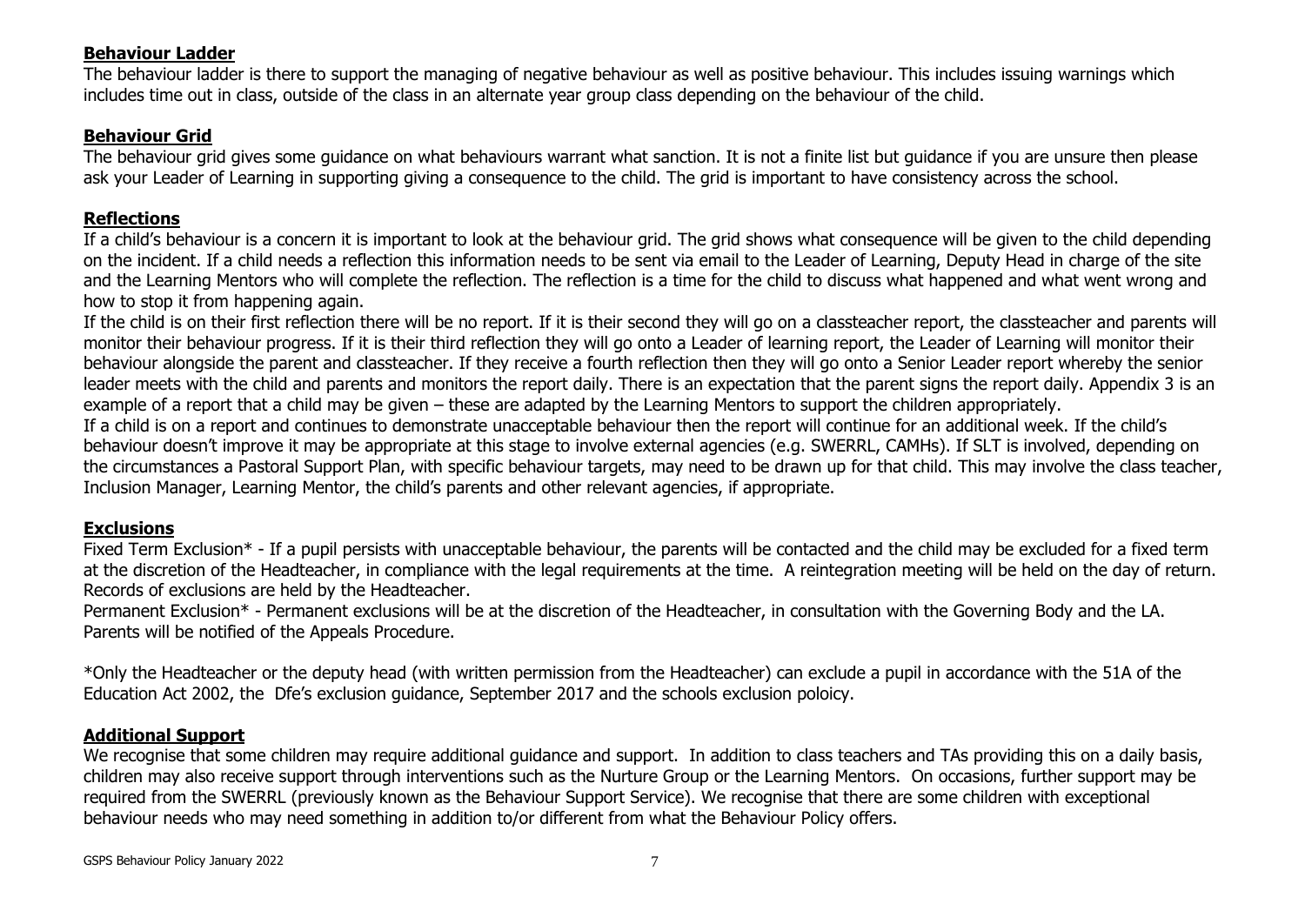**Behaviour Ladder**

The behaviour ladder is there to support the managing of negative behaviour as well as positive behaviour. This includes issuing warnings which includes time out in class, outside of the class in an alternate year group class depending on the behaviour of the child.

**Behaviour Grid**

The behaviour grid gives some guidance on what behaviours warrant what sanction. It is not a finite list but guidance if you are unsure then please ask your Leader of Learning in supporting giving a consequence to the child. The grid is important to have consistency across the school.

**Reflections**

If a child's behaviour is a concern it is important to look at the behaviour grid. The grid shows what consequence will be given to the child depending on the incident. If a child needs a reflection this information needs to be sent via email to the Leader of Learning, Deputy Head in charge of the site and the Learning Mentors who will complete the reflection. The reflection is a time for the child to discuss what happened and what went wrong and how to stop it from happening again.

If the child is on their first reflection there will be no report. If it is their second they will go on a classteacher report, the classteacher and parents will monitor their behaviour progress. If it is their third reflection they will go onto a Leader of learning report, the Leader of Learning will monitor their behaviour alongside the parent and classteacher. If they receive a fourth reflection then they will go onto a Senior Leader report whereby the senior leader meets with the child and parents and monitors the report daily. There is an expectation that the parent signs the report daily. Appendix 3 is an example of a report that a child may be given – these are adapted by the Learning Mentors to support the children appropriately.

If a child is on a report and continues to demonstrate unacceptable behaviour then the report will continue for an additional week. If the child's behaviour doesn't improve it may be appropriate at this stage to involve external agencies (e.g. SWERRL, CAMHs). If SLT is involved, depending on the circumstances a Pastoral Support Plan, with specific behaviour targets, may need to be drawn up for that child. This may involve the class teacher, Inclusion Manager, Learning Mentor, the child's parents and other relevant agencies, if appropriate.

**Exclusions**

Fixed Term Exclusion* - If a pupil persists with unacceptable behaviour, the parents will be contacted and the child may be excluded for a fixed term at the discretion of the Headteacher, in compliance with the legal requirements at the time. A reintegration meeting will be held on the day of return. Records of exclusions are held by the Headteacher.

Permanent Exclusion* - Permanent exclusions will be at the discretion of the Headteacher, in consultation with the Governing Body and the LA. Parents will be notified of the Appeals Procedure.

*Only the Headteacher or the deputy head (with written permission from the Headteacher) can exclude a pupil in accordance with the 51A of the Education Act 2002, the Dfe's exclusion guidance, September 2017 and the schools exclusion poloicy.

**Additional Support**

We recognise that some children may require additional guidance and support. In addition to class teachers and TAs providing this on a daily basis, children may also receive support through interventions such as the Nurture Group or the Learning Mentors. On occasions, further support may be required from the SWERRL (previously known as the Behaviour Support Service). We recognise that there are some children with exceptional behaviour needs who may need something in addition to/or different from what the Behaviour Policy offers.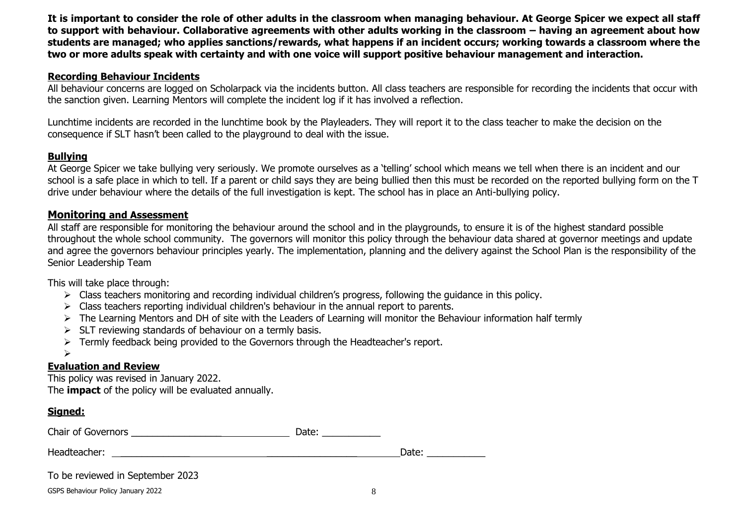**It is important to consider the role of other adults in the classroom when managing behaviour. At George Spicer we expect all staff to support with behaviour. Collaborative agreements with other adults working in the classroom – having an agreement about how students are managed; who applies sanctions/rewards, what happens if an incident occurs; working towards a classroom where the two or more adults speak with certainty and with one voice will support positive behaviour management and interaction.**

## Recording Behaviour Incidents

All behaviour concerns are logged on Scholarpack via the incidents button. All class teachers are responsible for recording the incidents that occur with the sanction given. Learning Mentors will complete the incident log if it has involved a reflection.

Lunchtime incidents are recorded in the lunchtime book by the Playleaders. They will report it to the class teacher to make the decision on the consequence if SLT hasn't been called to the playground to deal with the issue.

## Bullying

At George Spicer we take bullying very seriously. We promote ourselves as a 'telling' school which means we tell when there is an incident and our school is a safe place in which to tell. If a parent or child says they are being bullied then this must be recorded on the reported bullying form on the T drive under behaviour where the details of the full investigation is kept. The school has in place an Anti-bullying policy.

## Monitoring and Assessment

All staff are responsible for monitoring the behaviour around the school and in the playgrounds, to ensure it is of the highest standard possible throughout the whole school community. The governors will monitor this policy through the behaviour data shared at governor meetings and update and agree the governors behaviour principles yearly. The implementation, planning and the delivery against the School Plan is the responsibility of the Senior Leadership Team

This will take place through:

- Class teachers monitoring and recording individual children's progress, following the guidance in this policy.
- Class teachers reporting individual children's behaviour in the annual report to parents.
- The Learning Mentors and DH of site with the Leaders of Learning will monitor the Behaviour information half termly
- SLT reviewing standards of behaviour on a termly basis.
- Termly feedback being provided to the Governors through the Headteacher's report.

## Evaluation and Review

This policy was revised in January 2022.
The **impact** of the policy will be evaluated annually.

## Signed:

Chair of Governors ______________________________ Date: ___________

Headteacher: ______________________________________________ Date: ___________

To be reviewed in September 2023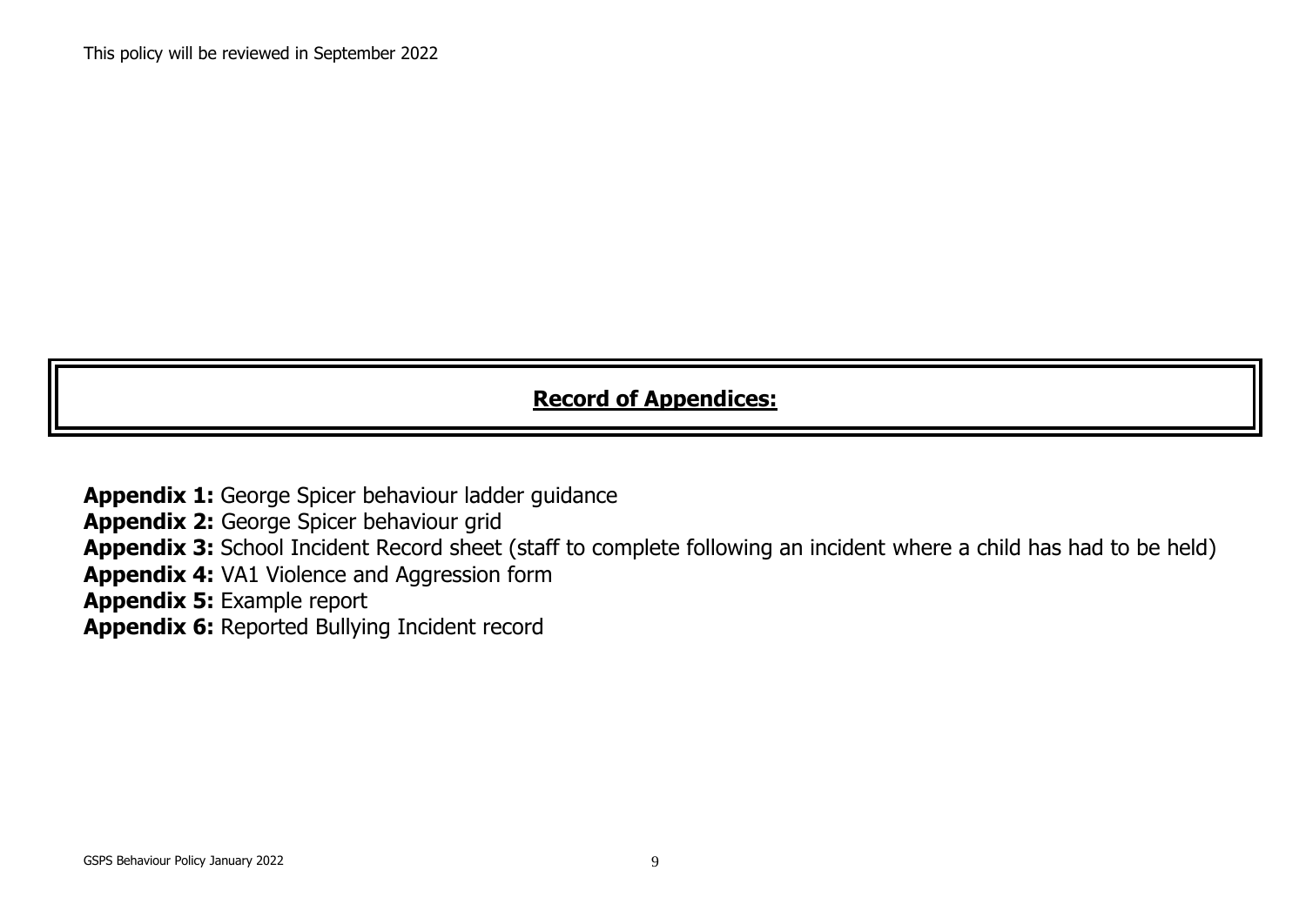This policy will be reviewed in September 2022

## **Record of Appendices:**

**Appendix 1:** George Spicer behaviour ladder guidance
**Appendix 2:** George Spicer behaviour grid
**Appendix 3:** School Incident Record sheet (staff to complete following an incident where a child has had to be held)
**Appendix 4:** VA1 Violence and Aggression form
**Appendix 5:** Example report
**Appendix 6:** Reported Bullying Incident record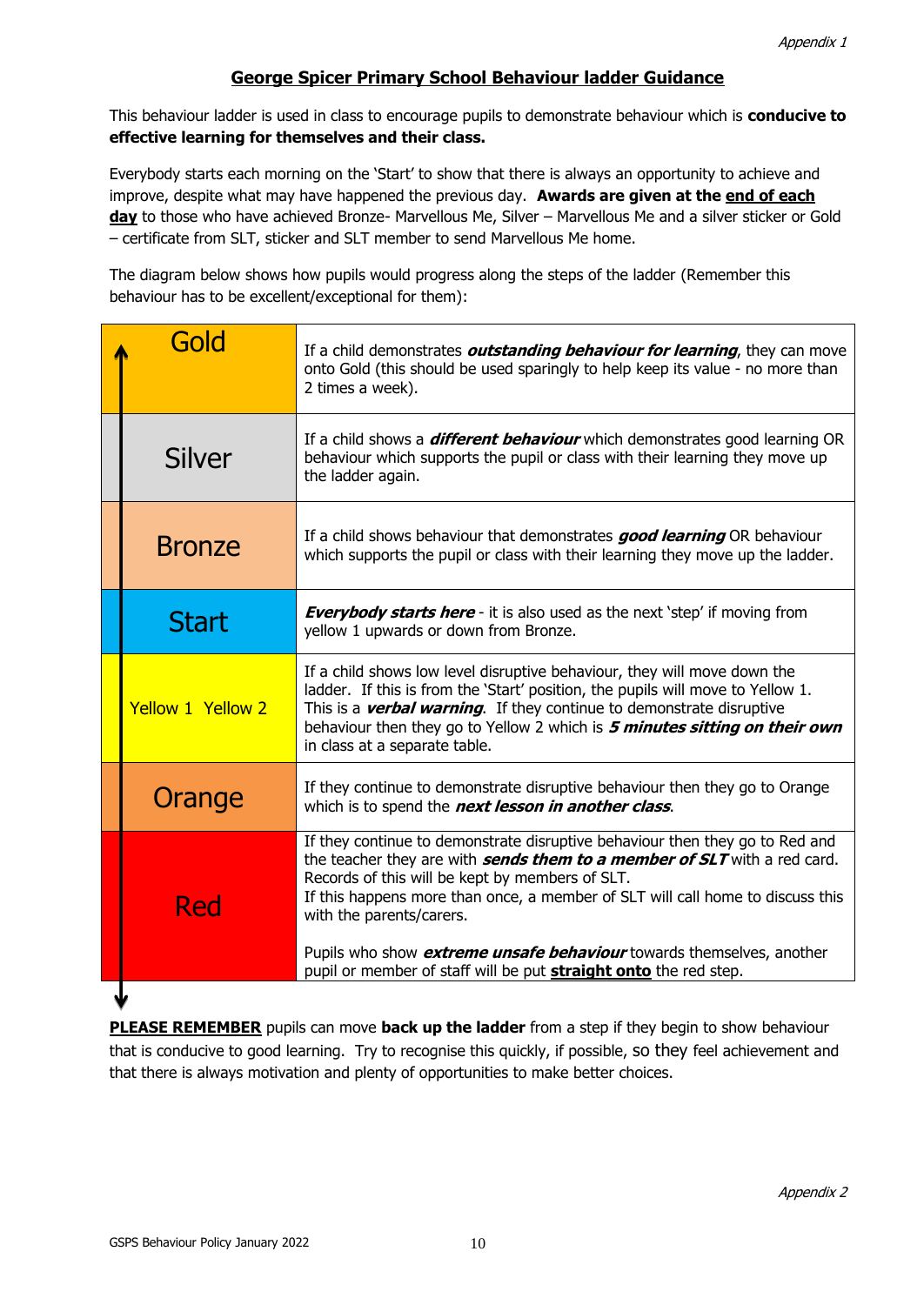Appendix 1

## George Spicer Primary School Behaviour ladder Guidance

This behaviour ladder is used in class to encourage pupils to demonstrate behaviour which is **conducive to effective learning for themselves and their class.**

Everybody starts each morning on the 'Start' to show that there is always an opportunity to achieve and improve, despite what may have happened the previous day. **Awards are given at the end of each day** to those who have achieved Bronze- Marvellous Me, Silver – Marvellous Me and a silver sticker or Gold – certificate from SLT, sticker and SLT member to send Marvellous Me home.

The diagram below shows how pupils would progress along the steps of the ladder (Remember this behaviour has to be excellent/exceptional for them):

| Step | Description |
|---|---|
| Gold | If a child demonstrates ***outstanding behaviour for learning***, they can move onto Gold (this should be used sparingly to help keep its value - no more than 2 times a week). |
| Silver | If a child shows a ***different behaviour*** which demonstrates good learning OR behaviour which supports the pupil or class with their learning they move up the ladder again. |
| Bronze | If a child shows behaviour that demonstrates ***good learning*** OR behaviour which supports the pupil or class with their learning they move up the ladder. |
| Start | ***Everybody starts here*** - it is also used as the next 'step' if moving from yellow 1 upwards or down from Bronze. |
| Yellow 1 Yellow 2 | If a child shows low level disruptive behaviour, they will move down the ladder. If this is from the 'Start' position, the pupils will move to Yellow 1. This is a ***verbal warning***. If they continue to demonstrate disruptive behaviour then they go to Yellow 2 which is ***5 minutes sitting on their own*** in class at a separate table. |
| Orange | If they continue to demonstrate disruptive behaviour then they go to Orange which is to spend the ***next lesson in another class***. |
| Red | If they continue to demonstrate disruptive behaviour then they go to Red and the teacher they are with ***sends them to a member of SLT*** with a red card. Records of this will be kept by members of SLT. If this happens more than once, a member of SLT will call home to discuss this with the parents/carers. Pupils who show ***extreme unsafe behaviour*** towards themselves, another pupil or member of staff will be put **straight onto** the red step. |

**PLEASE REMEMBER** pupils can move **back up the ladder** from a step if they begin to show behaviour that is conducive to good learning. Try to recognise this quickly, if possible, so they feel achievement and that there is always motivation and plenty of opportunities to make better choices.

Appendix 2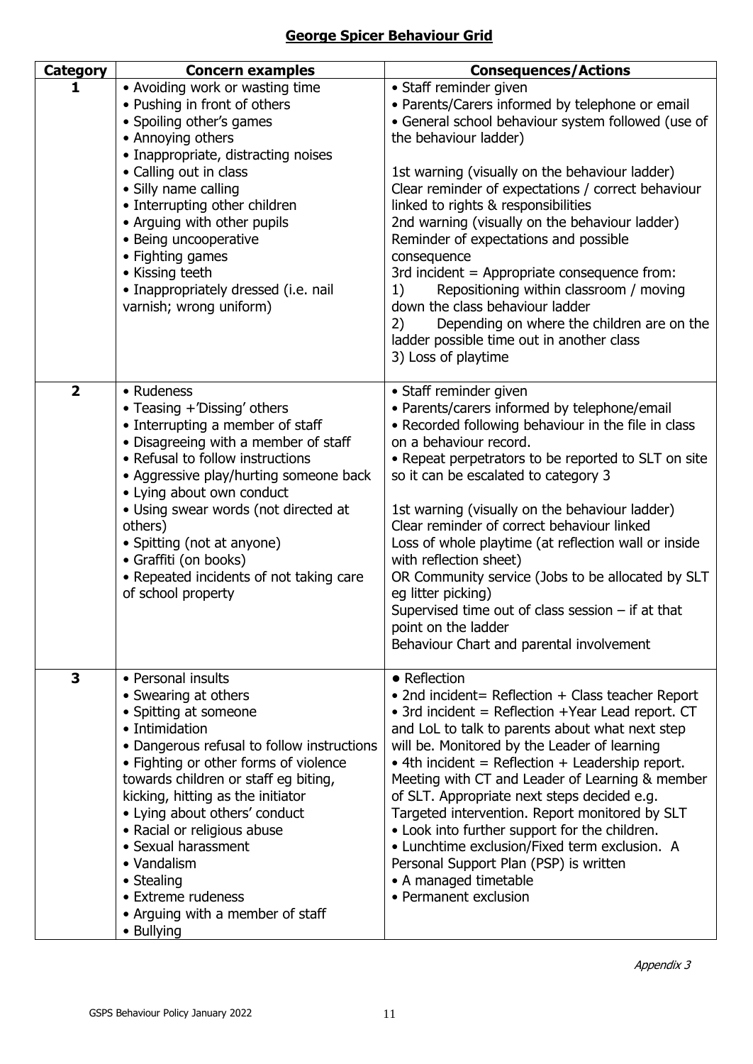## **George Spicer Behaviour Grid**

| Category | Concern examples | Consequences/Actions |
|---|---|---|
| **1** | • Avoiding work or wasting time<br>• Pushing in front of others<br>• Spoiling other's games<br>• Annoying others<br>• Inappropriate, distracting noises<br>• Calling out in class<br>• Silly name calling<br>• Interrupting other children<br>• Arguing with other pupils<br>• Being uncooperative<br>• Fighting games<br>• Kissing teeth<br>• Inappropriately dressed (i.e. nail varnish; wrong uniform) | • Staff reminder given<br>• Parents/Carers informed by telephone or email<br>• General school behaviour system followed (use of the behaviour ladder)<br><br>1st warning (visually on the behaviour ladder)<br>Clear reminder of expectations / correct behaviour linked to rights & responsibilities<br>2nd warning (visually on the behaviour ladder)<br>Reminder of expectations and possible consequence<br>3rd incident = Appropriate consequence from:<br>1) Repositioning within classroom / moving down the class behaviour ladder<br>2) Depending on where the children are on the ladder possible time out in another class<br>3) Loss of playtime |
| **2** | • Rudeness<br>• Teasing +'Dissing' others<br>• Interrupting a member of staff<br>• Disagreeing with a member of staff<br>• Refusal to follow instructions<br>• Aggressive play/hurting someone back<br>• Lying about own conduct<br>• Using swear words (not directed at others)<br>• Spitting (not at anyone)<br>• Graffiti (on books)<br>• Repeated incidents of not taking care of school property | • Staff reminder given<br>• Parents/carers informed by telephone/email<br>• Recorded following behaviour in the file in class on a behaviour record.<br>• Repeat perpetrators to be reported to SLT on site so it can be escalated to category 3<br><br>1st warning (visually on the behaviour ladder)<br>Clear reminder of correct behaviour linked<br>Loss of whole playtime (at reflection wall or inside with reflection sheet)<br>OR Community service (Jobs to be allocated by SLT eg litter picking)<br>Supervised time out of class session – if at that point on the ladder<br>Behaviour Chart and parental involvement |
| **3** | • Personal insults<br>• Swearing at others<br>• Spitting at someone<br>• Intimidation<br>• Dangerous refusal to follow instructions<br>• Fighting or other forms of violence towards children or staff eg biting, kicking, hitting as the initiator<br>• Lying about others' conduct<br>• Racial or religious abuse<br>• Sexual harassment<br>• Vandalism<br>• Stealing<br>• Extreme rudeness<br>• Arguing with a member of staff<br>• Bullying | • Reflection<br>• 2nd incident= Reflection + Class teacher Report<br>• 3rd incident = Reflection +Year Lead report. CT and LoL to talk to parents about what next step will be. Monitored by the Leader of learning<br>• 4th incident = Reflection + Leadership report. Meeting with CT and Leader of Learning & member of SLT. Appropriate next steps decided e.g. Targeted intervention. Report monitored by SLT<br>• Look into further support for the children.<br>• Lunchtime exclusion/Fixed term exclusion. A Personal Support Plan (PSP) is written<br>• A managed timetable<br>• Permanent exclusion |

*Appendix 3*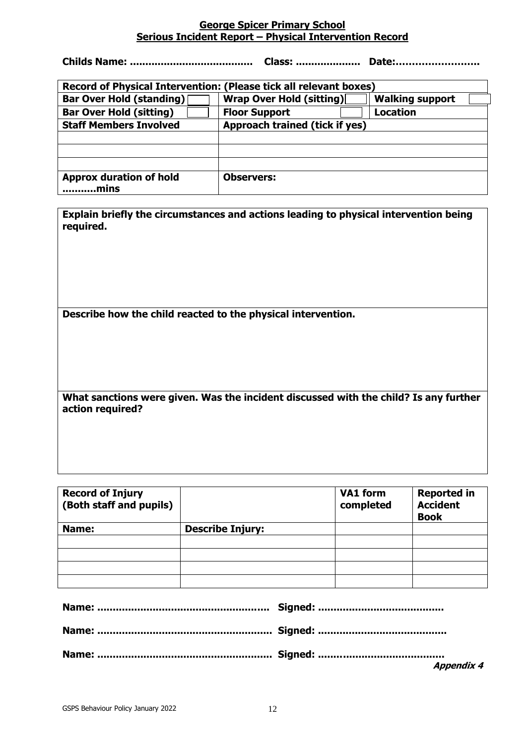**George Spicer Primary School**
**Serious Incident Report – Physical Intervention Record**

**Childs Name: ....................................... Class: .................... Date:…………………….**

| **Record of Physical Intervention: (Please tick all relevant boxes)** | | |
|---|---|---|
| **Bar Over Hold (standing)** ☐ | **Wrap Over Hold (sitting)** ☐ | **Walking support** ☐ |
| **Bar Over Hold (sitting)** ☐ | **Floor Support** ☐ | **Location** |
| **Staff Members Involved** | **Approach trained (tick if yes)** | |
| | | |
| | | |
| | | |
| **Approx duration of hold ……….mins** | **Observers:** | |

**Explain briefly the circumstances and actions leading to physical intervention being required.**

**Describe how the child reacted to the physical intervention.**

**What sanctions were given. Was the incident discussed with the child? Is any further action required?**

| **Record of Injury (Both staff and pupils)** | | **VA1 form completed** | **Reported in Accident Book** |
|---|---|---|---|
| **Name:** | **Describe Injury:** | | |
| | | | |
| | | | |
| | | | |
| | | | |

**Name: ....................................................... Signed: ........................................**

**Name: ....................................................... Signed: ........................................**

**Name: ....................................................... Signed: ........................................**

***Appendix 4***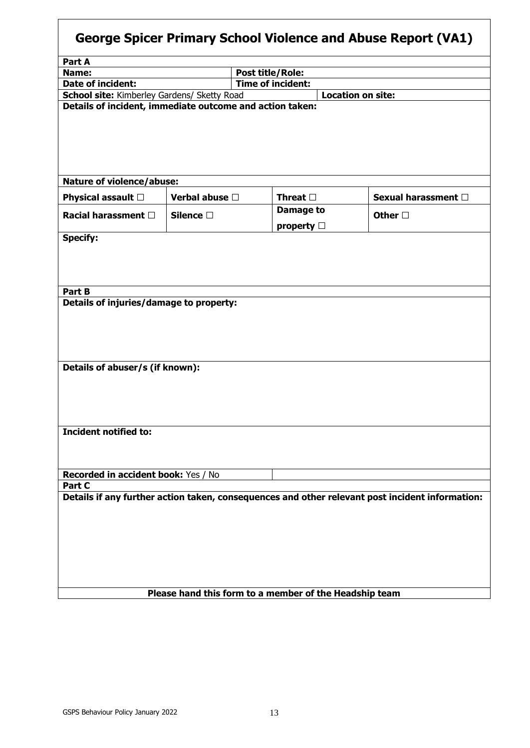# George Spicer Primary School Violence and Abuse Report (VA1)

**Part A**

| **Name:** | **Post title/Role:** |
|---|---|
| **Date of incident:** | **Time of incident:** |
| **School site:** Kimberley Gardens/ Sketty Road | **Location on site:** |

**Details of incident, immediate outcome and action taken:**

**Nature of violence/abuse:**

| | | | |
|---|---|---|---|
| **Physical assault** ☐ | **Verbal abuse** ☐ | **Threat** ☐ | **Sexual harassment** ☐ |
| **Racial harassment** ☐ | **Silence** ☐ | **Damage to property** ☐ | **Other** ☐ |

**Specify:**

**Part B**

**Details of injuries/damage to property:**

**Details of abuser/s (if known):**

**Incident notified to:**

**Recorded in accident book:** Yes / No

**Part C**

**Details if any further action taken, consequences and other relevant post incident information:**

**Please hand this form to a member of the Headship team**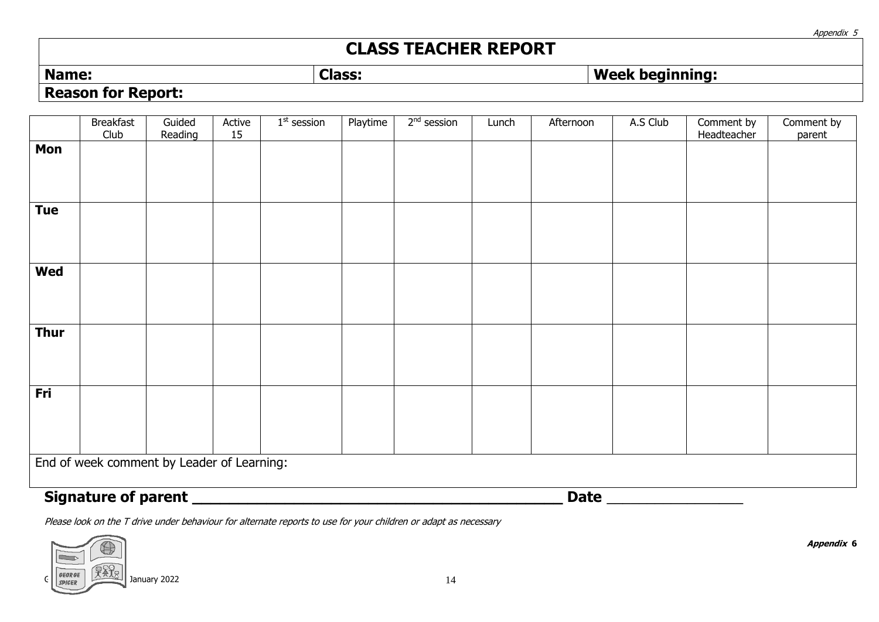*Appendix 5*

# CLASS TEACHER REPORT

| **Name:** | **Class:** | **Week beginning:** |
|---|---|---|

**Reason for Report:**

| | Breakfast Club | Guided Reading | Active 15 | 1st session | Playtime | 2nd session | Lunch | Afternoon | A.S Club | Comment by Headteacher | Comment by parent |
|---|---|---|---|---|---|---|---|---|---|---|---|
| **Mon** | | | | | | | | | | | |
| **Tue** | | | | | | | | | | | |
| **Wed** | | | | | | | | | | | |
| **Thur** | | | | | | | | | | | |
| **Fri** | | | | | | | | | | | |

End of week comment by Leader of Learning:

**Signature of parent \_\_\_\_\_\_\_\_\_\_\_\_\_\_\_\_\_\_\_\_\_\_\_\_\_\_\_\_\_\_\_\_\_\_\_\_\_\_\_\_\_\_ Date** \_\_\_\_\_\_\_\_\_\_\_\_\_\_\_\_

*Please look on the T drive under behaviour for alternate reports to use for your children or adapt as necessary*

***Appendix* 6**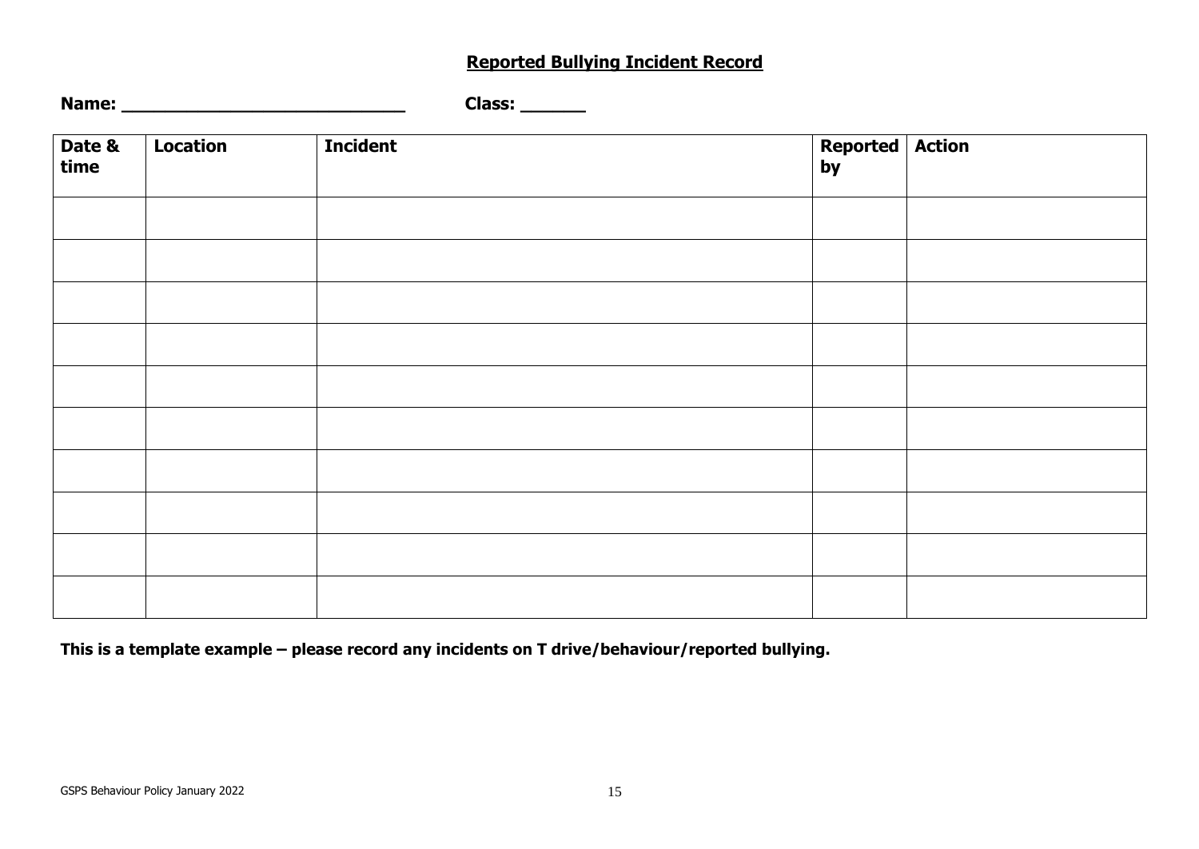**Reported Bullying Incident Record**

**Name: ___________________________** **Class: ______**

| Date & time | Location | Incident | Reported by | Action |
|---|---|---|---|---|
| | | | | |
| | | | | |
| | | | | |
| | | | | |
| | | | | |
| | | | | |
| | | | | |
| | | | | |
| | | | | |
| | | | | |

**This is a template example – please record any incidents on T drive/behaviour/reported bullying.**